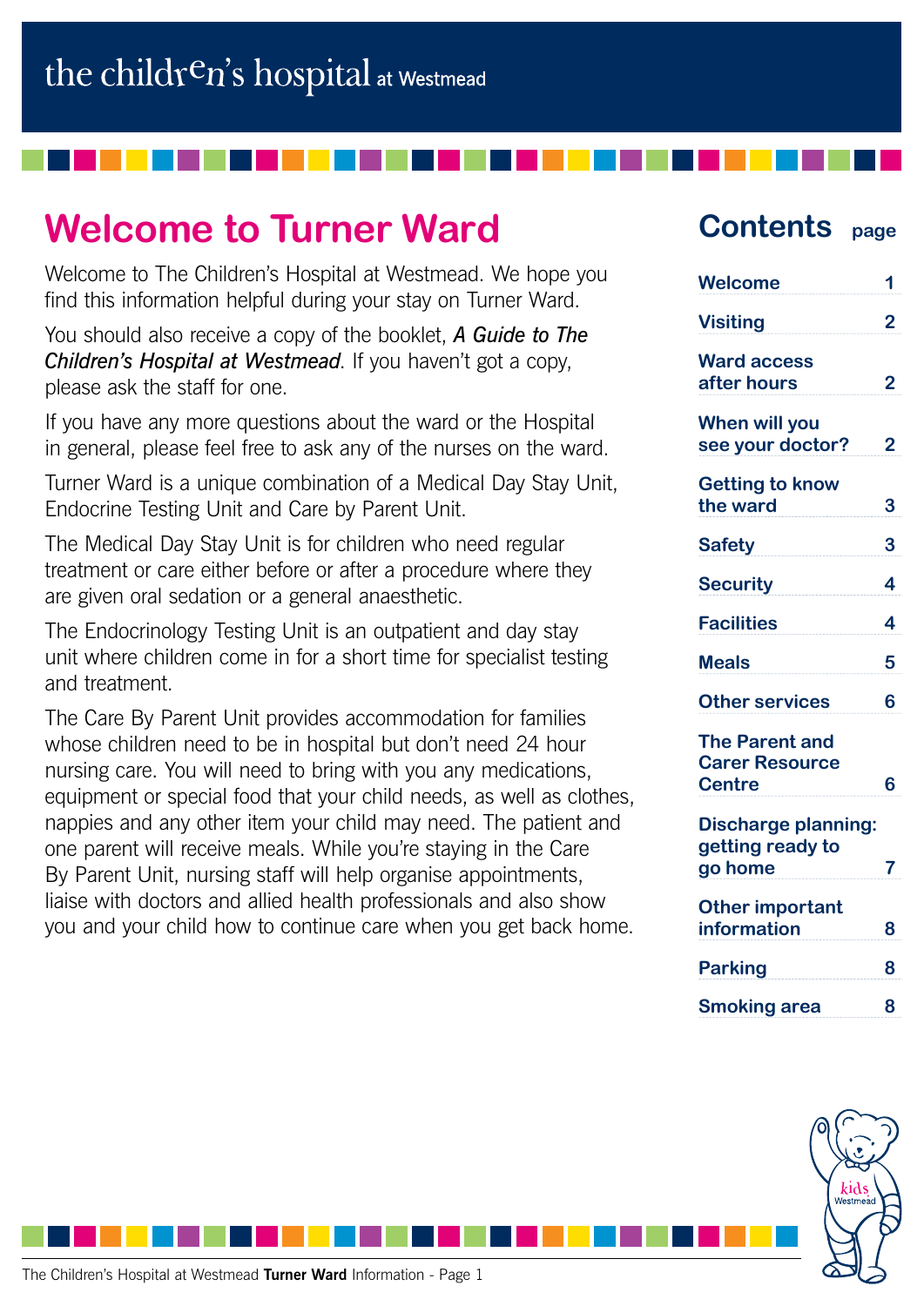the children's hospital at Westmead

# Welcome to Turner Ward

Welcome to The Children's Hospital at Westmead. We hope you find this information helpful during your stay on Turner Ward.

You should also receive a copy of the booklet, ***A Guide to The Children's Hospital at Westmead***. If you haven't got a copy, please ask the staff for one.

If you have any more questions about the ward or the Hospital in general, please feel free to ask any of the nurses on the ward.

Turner Ward is a unique combination of a Medical Day Stay Unit, Endocrine Testing Unit and Care by Parent Unit.

The Medical Day Stay Unit is for children who need regular treatment or care either before or after a procedure where they are given oral sedation or a general anaesthetic.

The Endocrinology Testing Unit is an outpatient and day stay unit where children come in for a short time for specialist testing and treatment.

The Care By Parent Unit provides accommodation for families whose children need to be in hospital but don't need 24 hour nursing care. You will need to bring with you any medications, equipment or special food that your child needs, as well as clothes, nappies and any other item your child may need. The patient and one parent will receive meals. While you're staying in the Care By Parent Unit, nursing staff will help organise appointments, liaise with doctors and allied health professionals and also show you and your child how to continue care when you get back home.

## Contents

| Contents | page |
|---|---|
| Welcome | 1 |
| Visiting | 2 |
| Ward access after hours | 2 |
| When will you see your doctor? | 2 |
| Getting to know the ward | 3 |
| Safety | 3 |
| Security | 4 |
| Facilities | 4 |
| Meals | 5 |
| Other services | 6 |
| The Parent and Carer Resource Centre | 6 |
| Discharge planning: getting ready to go home | 7 |
| Other important information | 8 |
| Parking | 8 |
| Smoking area | 8 |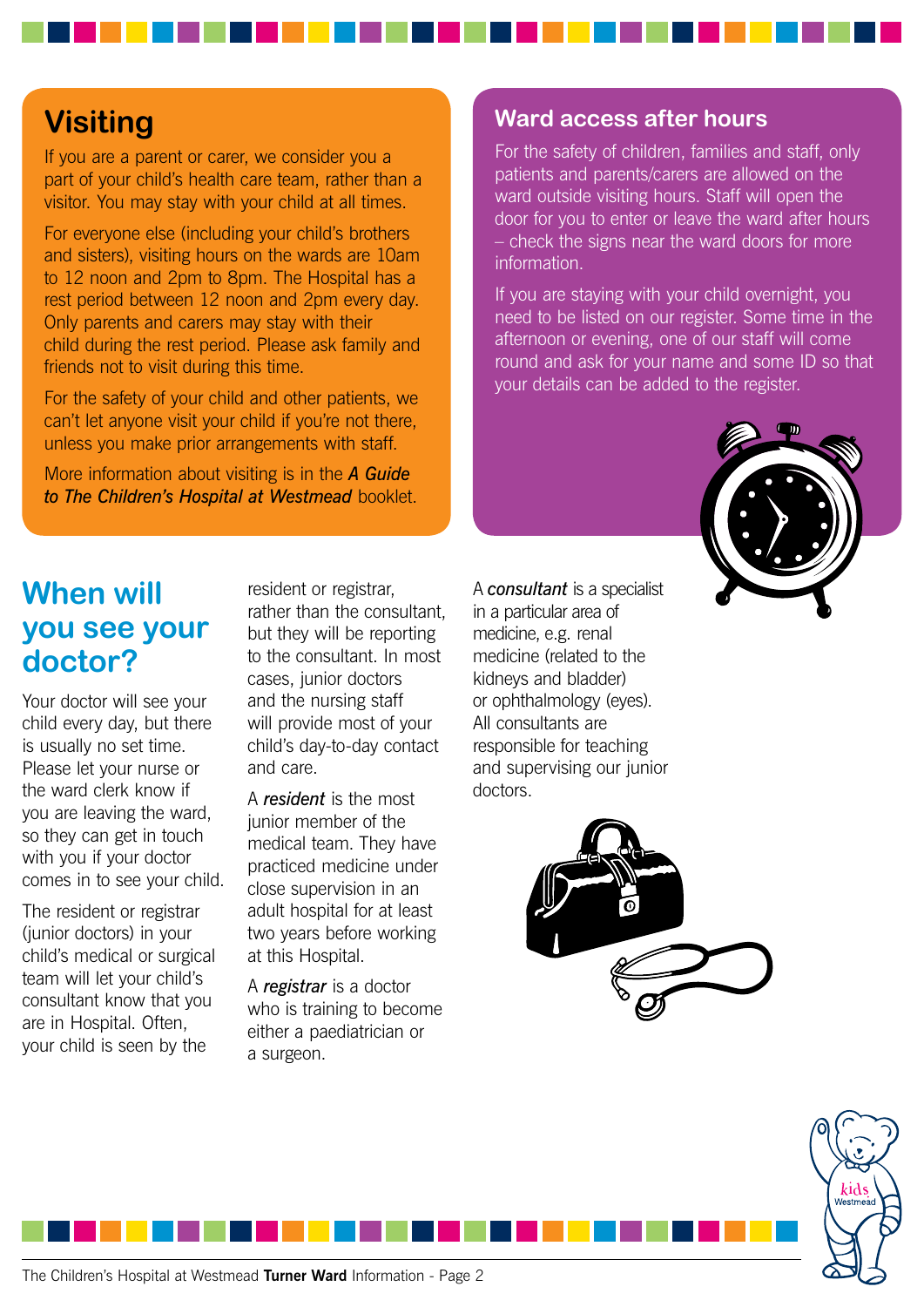## Visiting

If you are a parent or carer, we consider you a part of your child's health care team, rather than a visitor. You may stay with your child at all times.

For everyone else (including your child's brothers and sisters), visiting hours on the wards are 10am to 12 noon and 2pm to 8pm. The Hospital has a rest period between 12 noon and 2pm every day. Only parents and carers may stay with their child during the rest period. Please ask family and friends not to visit during this time.

For the safety of your child and other patients, we can't let anyone visit your child if you're not there, unless you make prior arrangements with staff.

More information about visiting is in the ***A Guide to The Children's Hospital at Westmead*** booklet.

## Ward access after hours

For the safety of children, families and staff, only patients and parents/carers are allowed on the ward outside visiting hours. Staff will open the door for you to enter or leave the ward after hours – check the signs near the ward doors for more information.

If you are staying with your child overnight, you need to be listed on our register. Some time in the afternoon or evening, one of our staff will come round and ask for your name and some ID so that your details can be added to the register.

## When will you see your doctor?

Your doctor will see your child every day, but there is usually no set time. Please let your nurse or the ward clerk know if you are leaving the ward, so they can get in touch with you if your doctor comes in to see your child.

The resident or registrar (junior doctors) in your child's medical or surgical team will let your child's consultant know that you are in Hospital. Often, your child is seen by the resident or registrar, rather than the consultant, but they will be reporting to the consultant. In most cases, junior doctors and the nursing staff will provide most of your child's day-to-day contact and care.

A ***resident*** is the most junior member of the medical team. They have practiced medicine under close supervision in an adult hospital for at least two years before working at this Hospital.

A ***registrar*** is a doctor who is training to become either a paediatrician or a surgeon.

A ***consultant*** is a specialist in a particular area of medicine, e.g. renal medicine (related to the kidneys and bladder) or ophthalmology (eyes). All consultants are responsible for teaching and supervising our junior doctors.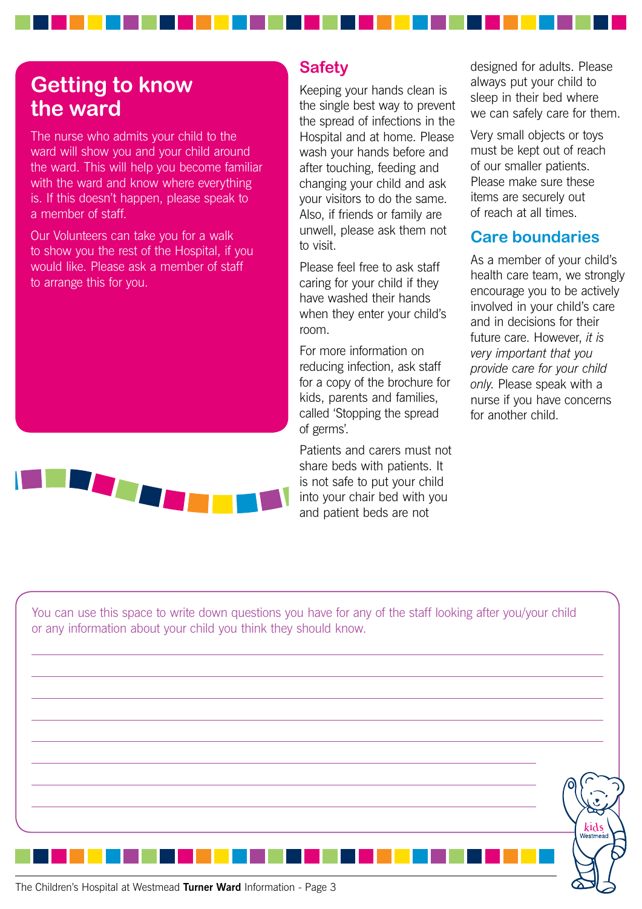## Getting to know the ward

The nurse who admits your child to the ward will show you and your child around the ward. This will help you become familiar with the ward and know where everything is. If this doesn't happen, please speak to a member of staff.

Our Volunteers can take you for a walk to show you the rest of the Hospital, if you would like. Please ask a member of staff to arrange this for you.

## Safety

Keeping your hands clean is the single best way to prevent the spread of infections in the Hospital and at home. Please wash your hands before and after touching, feeding and changing your child and ask your visitors to do the same. Also, if friends or family are unwell, please ask them not to visit.

Please feel free to ask staff caring for your child if they have washed their hands when they enter your child's room.

For more information on reducing infection, ask staff for a copy of the brochure for kids, parents and families, called 'Stopping the spread of germs'.

Patients and carers must not share beds with patients. It is not safe to put your child into your chair bed with you and patient beds are not designed for adults. Please always put your child to sleep in their bed where we can safely care for them.

Very small objects or toys must be kept out of reach of our smaller patients. Please make sure these items are securely out of reach at all times.

## Care boundaries

As a member of your child's health care team, we strongly encourage you to be actively involved in your child's care and in decisions for their future care. However, *it is very important that you provide care for your child only.* Please speak with a nurse if you have concerns for another child.

You can use this space to write down questions you have for any of the staff looking after you/your child or any information about your child you think they should know.

________________________________________________________________________

________________________________________________________________________

________________________________________________________________________

________________________________________________________________________

________________________________________________________________________

________________________________________________________________________

________________________________________________________________________

________________________________________________________________________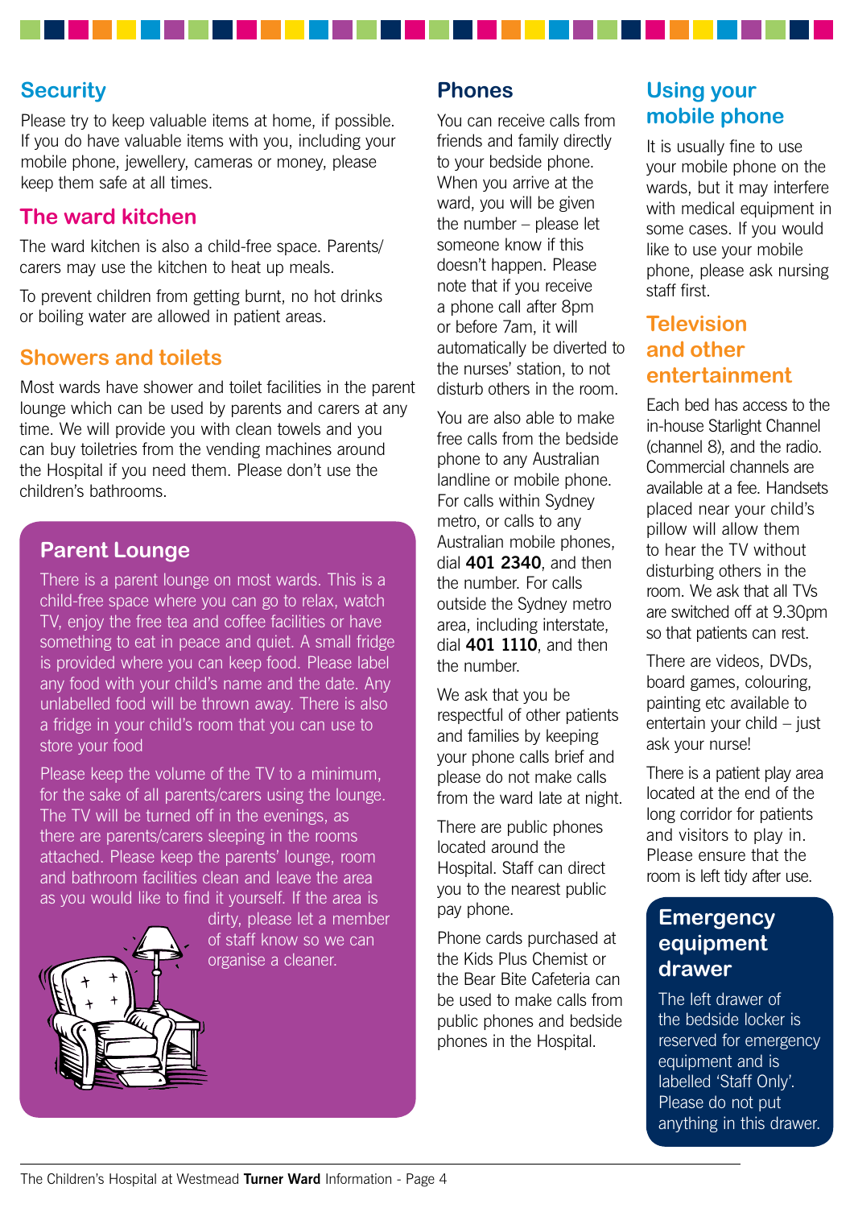## Security

Please try to keep valuable items at home, if possible. If you do have valuable items with you, including your mobile phone, jewellery, cameras or money, please keep them safe at all times.

## The ward kitchen

The ward kitchen is also a child-free space. Parents/carers may use the kitchen to heat up meals.

To prevent children from getting burnt, no hot drinks or boiling water are allowed in patient areas.

## Showers and toilets

Most wards have shower and toilet facilities in the parent lounge which can be used by parents and carers at any time. We will provide you with clean towels and you can buy toiletries from the vending machines around the Hospital if you need them. Please don't use the children's bathrooms.

## Parent Lounge

There is a parent lounge on most wards. This is a child-free space where you can go to relax, watch TV, enjoy the free tea and coffee facilities or have something to eat in peace and quiet. A small fridge is provided where you can keep food. Please label any food with your child's name and the date. Any unlabelled food will be thrown away. There is also a fridge in your child's room that you can use to store your food

Please keep the volume of the TV to a minimum, for the sake of all parents/carers using the lounge. The TV will be turned off in the evenings, as there are parents/carers sleeping in the rooms attached. Please keep the parents' lounge, room and bathroom facilities clean and leave the area as you would like to find it yourself. If the area is dirty, please let a member of staff know so we can organise a cleaner.

## Phones

You can receive calls from friends and family directly to your bedside phone. When you arrive at the ward, you will be given the number – please let someone know if this doesn't happen. Please note that if you receive a phone call after 8pm or before 7am, it will automatically be diverted to the nurses' station, to not disturb others in the room.

You are also able to make free calls from the bedside phone to any Australian landline or mobile phone. For calls within Sydney metro, or calls to any Australian mobile phones, dial **401 2340**, and then the number. For calls outside the Sydney metro area, including interstate, dial **401 1110**, and then the number.

We ask that you be respectful of other patients and families by keeping your phone calls brief and please do not make calls from the ward late at night.

There are public phones located around the Hospital. Staff can direct you to the nearest public pay phone.

Phone cards purchased at the Kids Plus Chemist or the Bear Bite Cafeteria can be used to make calls from public phones and bedside phones in the Hospital.

## Using your mobile phone

It is usually fine to use your mobile phone on the wards, but it may interfere with medical equipment in some cases. If you would like to use your mobile phone, please ask nursing staff first.

## Television and other entertainment

Each bed has access to the in-house Starlight Channel (channel 8), and the radio. Commercial channels are available at a fee. Handsets placed near your child's pillow will allow them to hear the TV without disturbing others in the room. We ask that all TVs are switched off at 9.30pm so that patients can rest.

There are videos, DVDs, board games, colouring, painting etc available to entertain your child – just ask your nurse!

There is a patient play area located at the end of the long corridor for patients and visitors to play in. Please ensure that the room is left tidy after use.

## Emergency equipment drawer

The left drawer of the bedside locker is reserved for emergency equipment and is labelled 'Staff Only'. Please do not put anything in this drawer.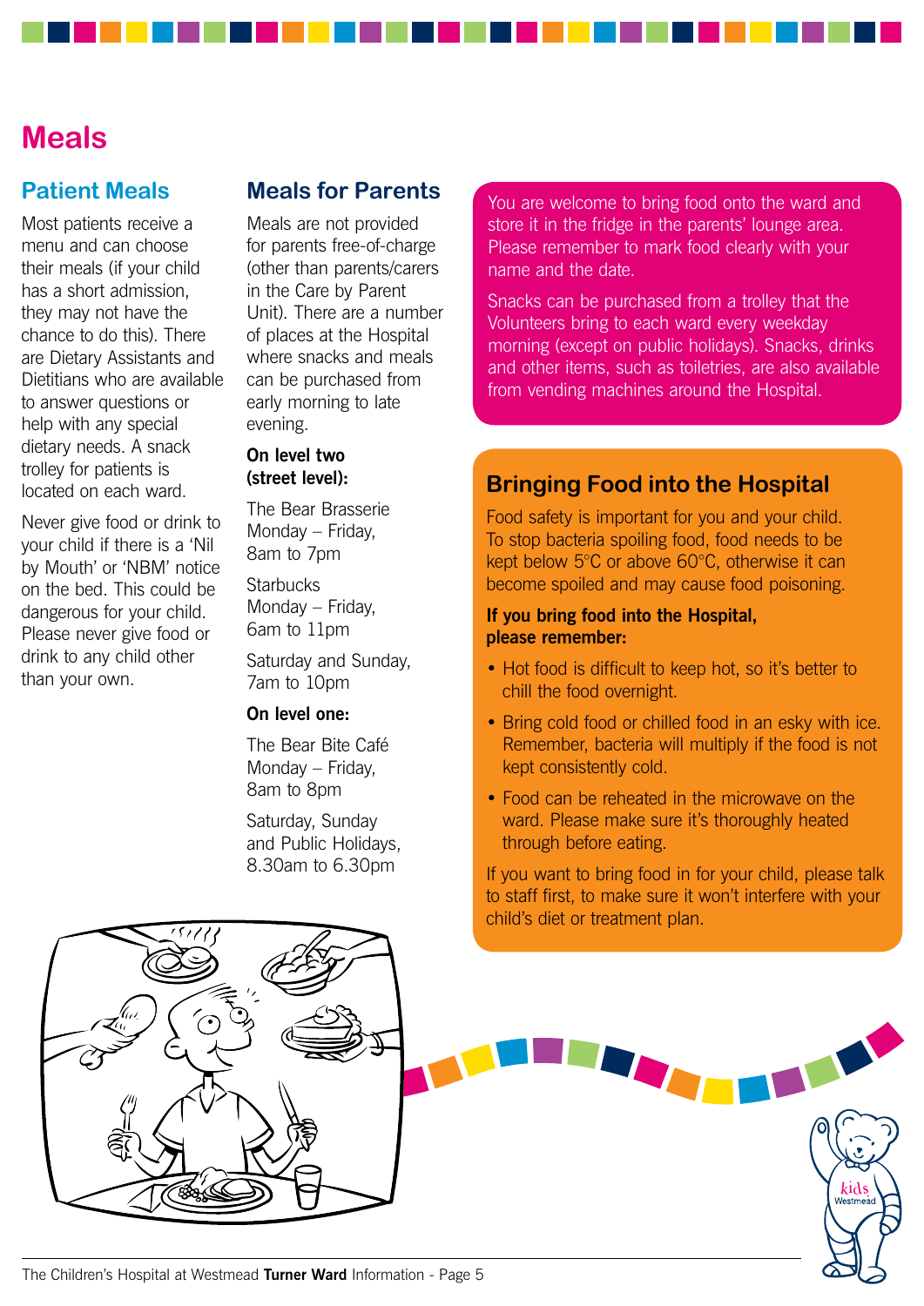# Meals

## Patient Meals

Most patients receive a menu and can choose their meals (if your child has a short admission, they may not have the chance to do this). There are Dietary Assistants and Dietitians who are available to answer questions or help with any special dietary needs. A snack trolley for patients is located on each ward.

Never give food or drink to your child if there is a 'Nil by Mouth' or 'NBM' notice on the bed. This could be dangerous for your child. Please never give food or drink to any child other than your own.

## Meals for Parents

Meals are not provided for parents free-of-charge (other than parents/carers in the Care by Parent Unit). There are a number of places at the Hospital where snacks and meals can be purchased from early morning to late evening.

**On level two (street level):**

The Bear Brasserie
Monday – Friday,
8am to 7pm

Starbucks
Monday – Friday,
6am to 11pm

Saturday and Sunday,
7am to 10pm

**On level one:**

The Bear Bite Café
Monday – Friday,
8am to 8pm

Saturday, Sunday and Public Holidays,
8.30am to 6.30pm

You are welcome to bring food onto the ward and store it in the fridge in the parents' lounge area. Please remember to mark food clearly with your name and the date.

Snacks can be purchased from a trolley that the Volunteers bring to each ward every weekday morning (except on public holidays). Snacks, drinks and other items, such as toiletries, are also available from vending machines around the Hospital.

## Bringing Food into the Hospital

Food safety is important for you and your child. To stop bacteria spoiling food, food needs to be kept below 5°C or above 60°C, otherwise it can become spoiled and may cause food poisoning.

**If you bring food into the Hospital, please remember:**

- Hot food is difficult to keep hot, so it's better to chill the food overnight.
- Bring cold food or chilled food in an esky with ice. Remember, bacteria will multiply if the food is not kept consistently cold.
- Food can be reheated in the microwave on the ward. Please make sure it's thoroughly heated through before eating.

If you want to bring food in for your child, please talk to staff first, to make sure it won't interfere with your child's diet or treatment plan.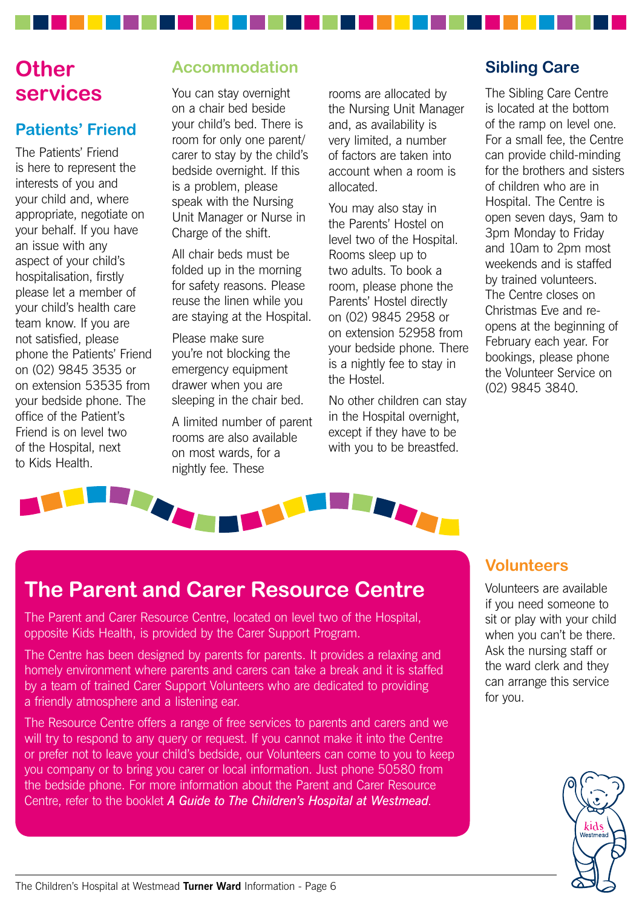# Other services

## Patients' Friend

The Patients' Friend is here to represent the interests of you and your child and, where appropriate, negotiate on your behalf. If you have an issue with any aspect of your child's hospitalisation, firstly please let a member of your child's health care team know. If you are not satisfied, please phone the Patients' Friend on (02) 9845 3535 or on extension 53535 from your bedside phone. The office of the Patient's Friend is on level two of the Hospital, next to Kids Health.

## Accommodation

You can stay overnight on a chair bed beside your child's bed. There is room for only one parent/ carer to stay by the child's bedside overnight. If this is a problem, please speak with the Nursing Unit Manager or Nurse in Charge of the shift.

All chair beds must be folded up in the morning for safety reasons. Please reuse the linen while you are staying at the Hospital.

Please make sure you're not blocking the emergency equipment drawer when you are sleeping in the chair bed.

A limited number of parent rooms are also available on most wards, for a nightly fee. These rooms are allocated by the Nursing Unit Manager and, as availability is very limited, a number of factors are taken into account when a room is allocated.

You may also stay in the Parents' Hostel on level two of the Hospital. Rooms sleep up to two adults. To book a room, please phone the Parents' Hostel directly on (02) 9845 2958 or on extension 52958 from your bedside phone. There is a nightly fee to stay in the Hostel.

No other children can stay in the Hospital overnight, except if they have to be with you to be breastfed.

## Sibling Care

The Sibling Care Centre is located at the bottom of the ramp on level one. For a small fee, the Centre can provide child-minding for the brothers and sisters of children who are in Hospital. The Centre is open seven days, 9am to 3pm Monday to Friday and 10am to 2pm most weekends and is staffed by trained volunteers. The Centre closes on Christmas Eve and re-opens at the beginning of February each year. For bookings, please phone the Volunteer Service on (02) 9845 3840.

## The Parent and Carer Resource Centre

The Parent and Carer Resource Centre, located on level two of the Hospital, opposite Kids Health, is provided by the Carer Support Program.

The Centre has been designed by parents for parents. It provides a relaxing and homely environment where parents and carers can take a break and it is staffed by a team of trained Carer Support Volunteers who are dedicated to providing a friendly atmosphere and a listening ear.

The Resource Centre offers a range of free services to parents and carers and we will try to respond to any query or request. If you cannot make it into the Centre or prefer not to leave your child's bedside, our Volunteers can come to you to keep you company or to bring you carer or local information. Just phone 50580 from the bedside phone. For more information about the Parent and Carer Resource Centre, refer to the booklet ***A Guide to The Children's Hospital at Westmead***.

## Volunteers

Volunteers are available if you need someone to sit or play with your child when you can't be there. Ask the nursing staff or the ward clerk and they can arrange this service for you.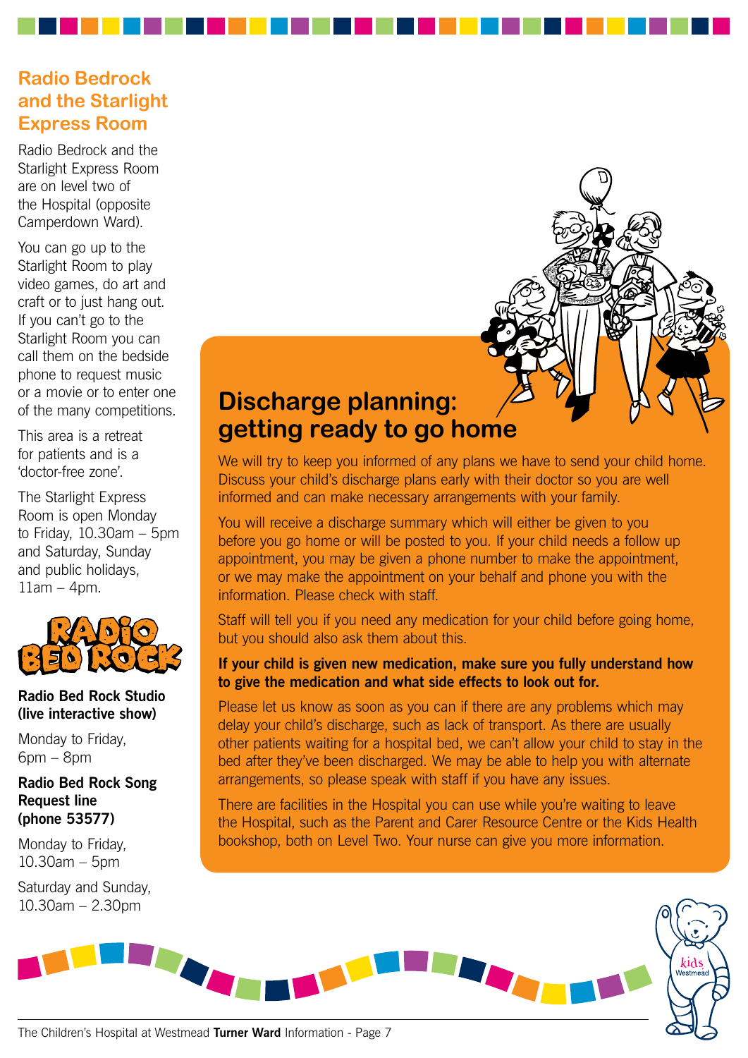## Radio Bedrock and the Starlight Express Room

Radio Bedrock and the Starlight Express Room are on level two of the Hospital (opposite Camperdown Ward).

You can go up to the Starlight Room to play video games, do art and craft or to just hang out. If you can't go to the Starlight Room you can call them on the bedside phone to request music or a movie or to enter one of the many competitions.

This area is a retreat for patients and is a 'doctor-free zone'.

The Starlight Express Room is open Monday to Friday, 10.30am – 5pm and Saturday, Sunday and public holidays, 11am – 4pm.

RADIO BED ROCK

**Radio Bed Rock Studio (live interactive show)**

Monday to Friday, 6pm – 8pm

**Radio Bed Rock Song Request line (phone 53577)**

Monday to Friday, 10.30am – 5pm

Saturday and Sunday, 10.30am – 2.30pm

## Discharge planning: getting ready to go home

We will try to keep you informed of any plans we have to send your child home. Discuss your child's discharge plans early with their doctor so you are well informed and can make necessary arrangements with your family.

You will receive a discharge summary which will either be given to you before you go home or will be posted to you. If your child needs a follow up appointment, you may be given a phone number to make the appointment, or we may make the appointment on your behalf and phone you with the information. Please check with staff.

Staff will tell you if you need any medication for your child before going home, but you should also ask them about this.

**If your child is given new medication, make sure you fully understand how to give the medication and what side effects to look out for.**

Please let us know as soon as you can if there are any problems which may delay your child's discharge, such as lack of transport. As there are usually other patients waiting for a hospital bed, we can't allow your child to stay in the bed after they've been discharged. We may be able to help you with alternate arrangements, so please speak with staff if you have any issues.

There are facilities in the Hospital you can use while you're waiting to leave the Hospital, such as the Parent and Carer Resource Centre or the Kids Health bookshop, both on Level Two. Your nurse can give you more information.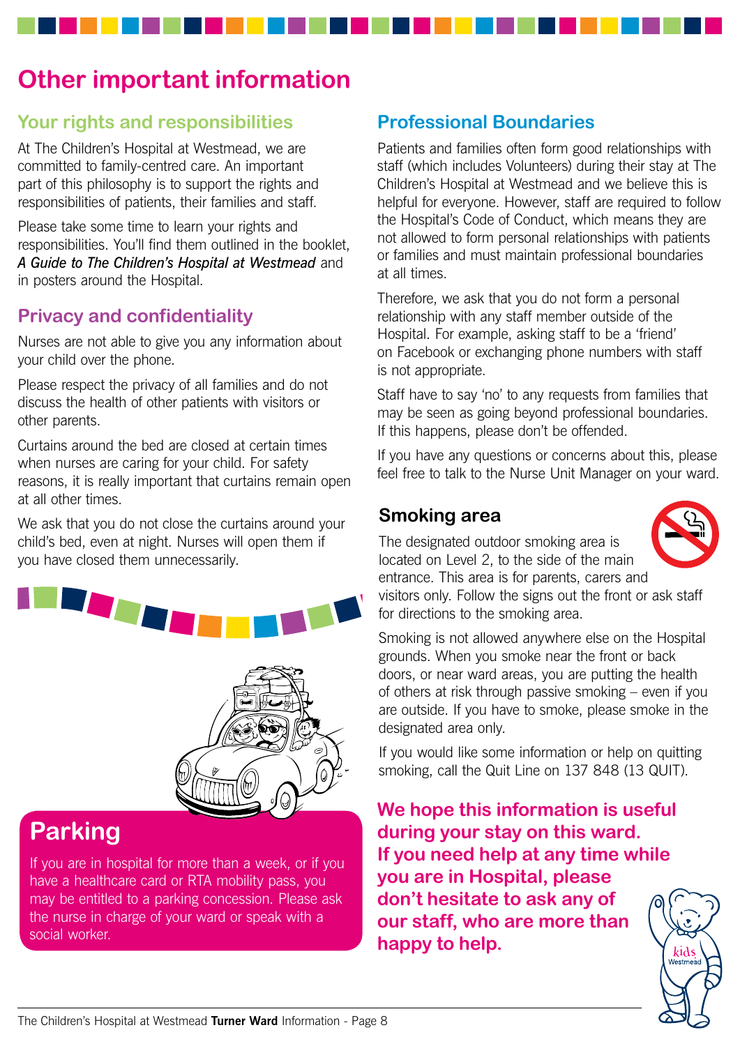# Other important information

## Your rights and responsibilities

At The Children's Hospital at Westmead, we are committed to family-centred care. An important part of this philosophy is to support the rights and responsibilities of patients, their families and staff.

Please take some time to learn your rights and responsibilities. You'll find them outlined in the booklet, ***A Guide to The Children's Hospital at Westmead*** and in posters around the Hospital.

## Privacy and confidentiality

Nurses are not able to give you any information about your child over the phone.

Please respect the privacy of all families and do not discuss the health of other patients with visitors or other parents.

Curtains around the bed are closed at certain times when nurses are caring for your child. For safety reasons, it is really important that curtains remain open at all other times.

We ask that you do not close the curtains around your child's bed, even at night. Nurses will open them if you have closed them unnecessarily.

## Parking

If you are in hospital for more than a week, or if you have a healthcare card or RTA mobility pass, you may be entitled to a parking concession. Please ask the nurse in charge of your ward or speak with a social worker.

## Professional Boundaries

Patients and families often form good relationships with staff (which includes Volunteers) during their stay at The Children's Hospital at Westmead and we believe this is helpful for everyone. However, staff are required to follow the Hospital's Code of Conduct, which means they are not allowed to form personal relationships with patients or families and must maintain professional boundaries at all times.

Therefore, we ask that you do not form a personal relationship with any staff member outside of the Hospital. For example, asking staff to be a 'friend' on Facebook or exchanging phone numbers with staff is not appropriate.

Staff have to say 'no' to any requests from families that may be seen as going beyond professional boundaries. If this happens, please don't be offended.

If you have any questions or concerns about this, please feel free to talk to the Nurse Unit Manager on your ward.

## Smoking area

The designated outdoor smoking area is located on Level 2, to the side of the main entrance. This area is for parents, carers and visitors only. Follow the signs out the front or ask staff for directions to the smoking area.

Smoking is not allowed anywhere else on the Hospital grounds. When you smoke near the front or back doors, or near ward areas, you are putting the health of others at risk through passive smoking – even if you are outside. If you have to smoke, please smoke in the designated area only.

If you would like some information or help on quitting smoking, call the Quit Line on 137 848 (13 QUIT).

**We hope this information is useful during your stay on this ward. If you need help at any time while you are in Hospital, please don't hesitate to ask any of our staff, who are more than happy to help.**